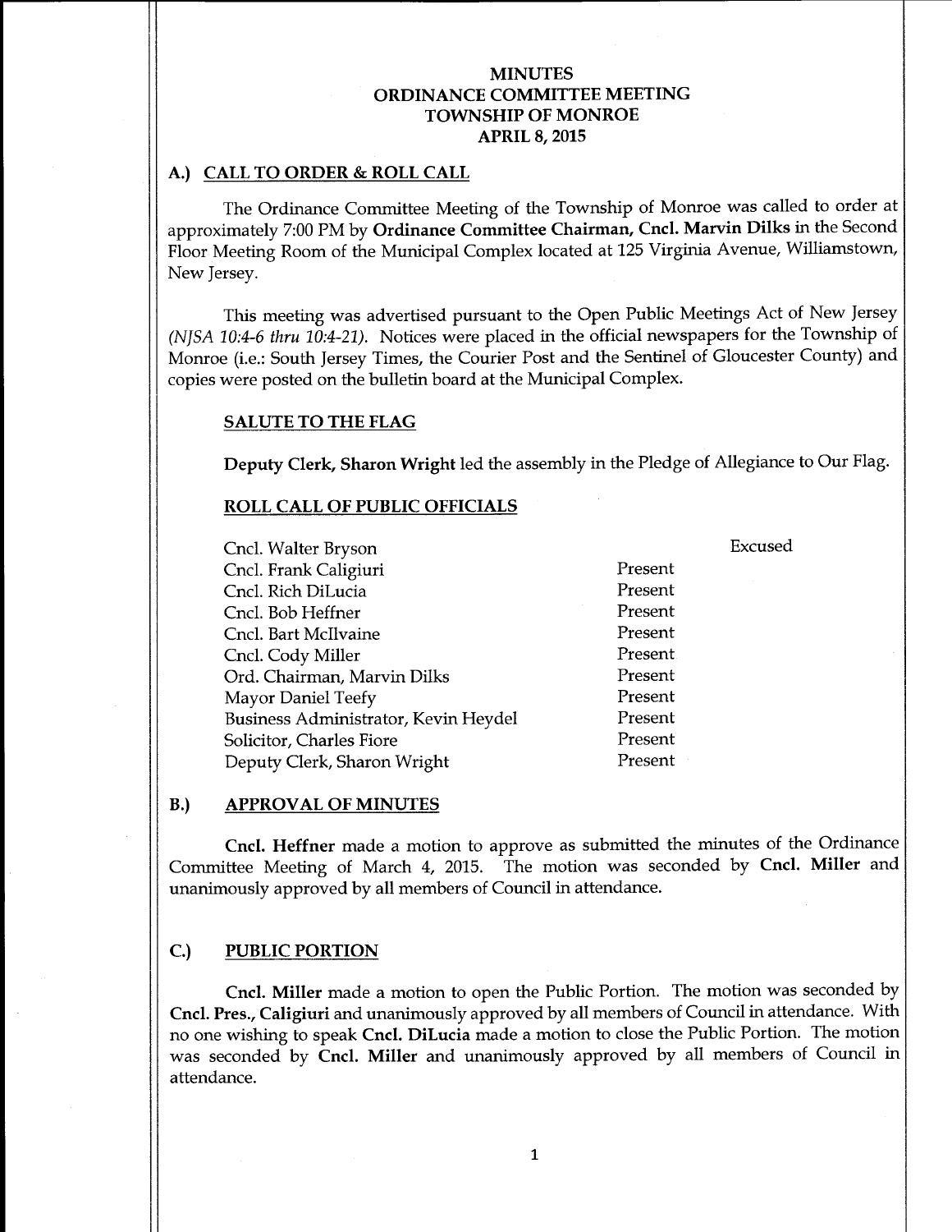# MINUTES
# ORDINANCE COMMITTEE MEETING
# TOWNSHIP OF MONROE
# APRIL 8, 2015

## A.) CALL TO ORDER & ROLL CALL

The Ordinance Committee Meeting of the Township of Monroe was called to order at approximately 7:00 PM by **Ordinance Committee Chairman, Cncl. Marvin Dilks** in the Second Floor Meeting Room of the Municipal Complex located at 125 Virginia Avenue, Williamstown, New Jersey.

This meeting was advertised pursuant to the Open Public Meetings Act of New Jersey *(NJSA 10:4-6 thru 10:4-21)*. Notices were placed in the official newspapers for the Township of Monroe (i.e.: South Jersey Times, the Courier Post and the Sentinel of Gloucester County) and copies were posted on the bulletin board at the Municipal Complex.

### SALUTE TO THE FLAG

**Deputy Clerk, Sharon Wright** led the assembly in the Pledge of Allegiance to Our Flag.

### ROLL CALL OF PUBLIC OFFICIALS

| | | |
|---|---|---|
| Cncl. Walter Bryson | | Excused |
| Cncl. Frank Caligiuri | Present | |
| Cncl. Rich DiLucia | Present | |
| Cncl. Bob Heffner | Present | |
| Cncl. Bart McIlvaine | Present | |
| Cncl. Cody Miller | Present | |
| Ord. Chairman, Marvin Dilks | Present | |
| Mayor Daniel Teefy | Present | |
| Business Administrator, Kevin Heydel | Present | |
| Solicitor, Charles Fiore | Present | |
| Deputy Clerk, Sharon Wright | Present | |

## B.) APPROVAL OF MINUTES

**Cncl. Heffner** made a motion to approve as submitted the minutes of the Ordinance Committee Meeting of March 4, 2015. The motion was seconded by **Cncl. Miller** and unanimously approved by all members of Council in attendance.

## C.) PUBLIC PORTION

**Cncl. Miller** made a motion to open the Public Portion. The motion was seconded by **Cncl. Pres., Caligiuri** and unanimously approved by all members of Council in attendance. With no one wishing to speak **Cncl. DiLucia** made a motion to close the Public Portion. The motion was seconded by **Cncl. Miller** and unanimously approved by all members of Council in attendance.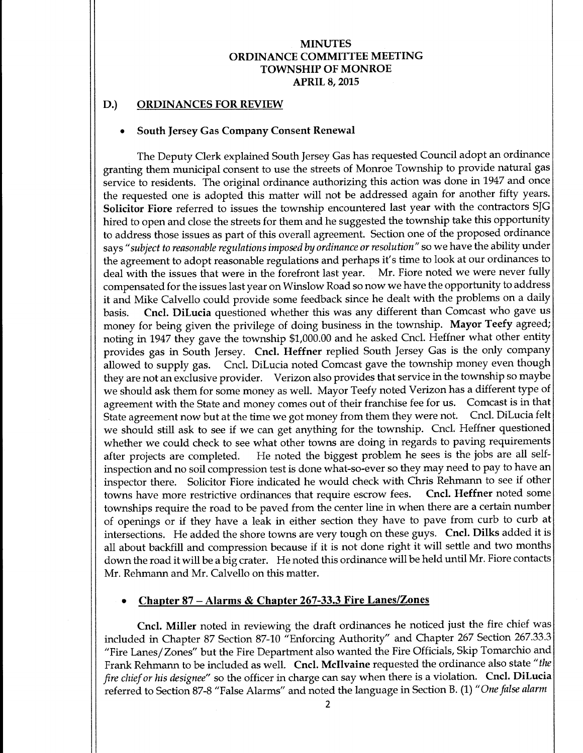# MINUTES
# ORDINANCE COMMITTEE MEETING
# TOWNSHIP OF MONROE
# APRIL 8, 2015

## D.) ORDINANCES FOR REVIEW

- **South Jersey Gas Company Consent Renewal**

The Deputy Clerk explained South Jersey Gas has requested Council adopt an ordinance granting them municipal consent to use the streets of Monroe Township to provide natural gas service to residents. The original ordinance authorizing this action was done in 1947 and once the requested one is adopted this matter will not be addressed again for another fifty years. **Solicitor Fiore** referred to issues the township encountered last year with the contractors SJG hired to open and close the streets for them and he suggested the township take this opportunity to address those issues as part of this overall agreement. Section one of the proposed ordinance says *"subject to reasonable regulations imposed by ordinance or resolution"* so we have the ability under the agreement to adopt reasonable regulations and perhaps it's time to look at our ordinances to deal with the issues that were in the forefront last year. Mr. Fiore noted we were never fully compensated for the issues last year on Winslow Road so now we have the opportunity to address it and Mike Calvello could provide some feedback since he dealt with the problems on a daily basis. **Cncl. DiLucia** questioned whether this was any different than Comcast who gave us money for being given the privilege of doing business in the township. **Mayor Teefy** agreed; noting in 1947 they gave the township $1,000.00 and he asked Cncl. Heffner what other entity provides gas in South Jersey. **Cncl. Heffner** replied South Jersey Gas is the only company allowed to supply gas. Cncl. DiLucia noted Comcast gave the township money even though they are not an exclusive provider. Verizon also provides that service in the township so maybe we should ask them for some money as well. Mayor Teefy noted Verizon has a different type of agreement with the State and money comes out of their franchise fee for us. Comcast is in that State agreement now but at the time we got money from them they were not. Cncl. DiLucia felt we should still ask to see if we can get anything for the township. Cncl. Heffner questioned whether we could check to see what other towns are doing in regards to paving requirements after projects are completed. He noted the biggest problem he sees is the jobs are all self-inspection and no soil compression test is done what-so-ever so they may need to pay to have an inspector there. Solicitor Fiore indicated he would check with Chris Rehmann to see if other towns have more restrictive ordinances that require escrow fees. **Cncl. Heffner** noted some townships require the road to be paved from the center line in when there are a certain number of openings or if they have a leak in either section they have to pave from curb to curb at intersections. He added the shore towns are very tough on these guys. **Cncl. Dilks** added it is all about backfill and compression because if it is not done right it will settle and two months down the road it will be a big crater. He noted this ordinance will be held until Mr. Fiore contacts Mr. Rehmann and Mr. Calvello on this matter.

- **Chapter 87 – Alarms & Chapter 267-33.3 Fire Lanes/Zones**

**Cncl. Miller** noted in reviewing the draft ordinances he noticed just the fire chief was included in Chapter 87 Section 87-10 "Enforcing Authority" and Chapter 267 Section 267.33.3 "Fire Lanes/Zones" but the Fire Department also wanted the Fire Officials, Skip Tomarchio and Frank Rehmann to be included as well. **Cncl. McIlvaine** requested the ordinance also state *"the fire chief or his designee"* so the officer in charge can say when there is a violation. **Cncl. DiLucia** referred to Section 87-8 "False Alarms" and noted the language in Section B. (1) *"One false alarm*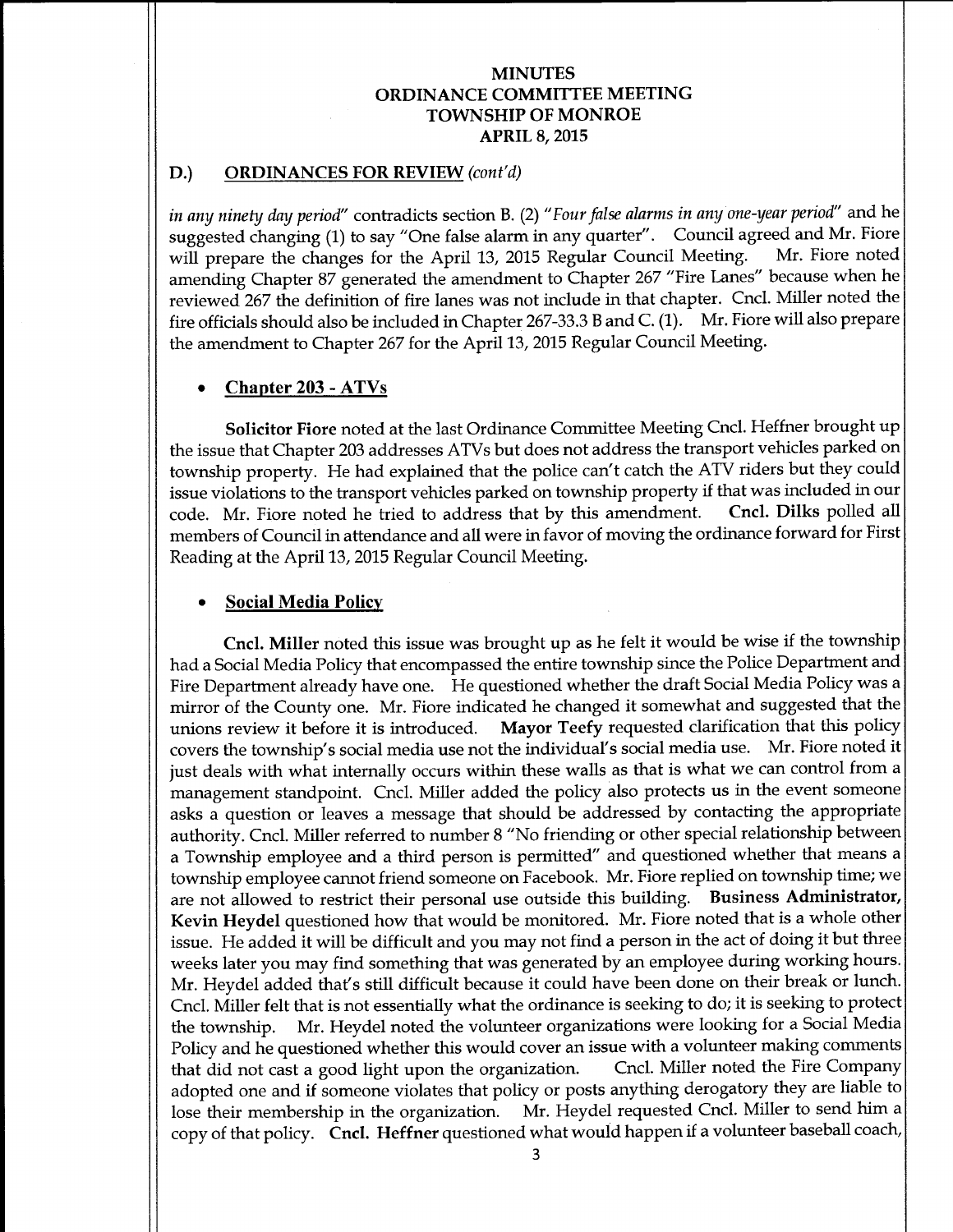# MINUTES
# ORDINANCE COMMITTEE MEETING
# TOWNSHIP OF MONROE
# APRIL 8, 2015

## D.) ORDINANCES FOR REVIEW *(cont'd)*

*in any ninety day period*" contradicts section B. (2) "*Four false alarms in any one-year period*" and he suggested changing (1) to say "One false alarm in any quarter". Council agreed and Mr. Fiore will prepare the changes for the April 13, 2015 Regular Council Meeting. Mr. Fiore noted amending Chapter 87 generated the amendment to Chapter 267 "Fire Lanes" because when he reviewed 267 the definition of fire lanes was not include in that chapter. Cncl. Miller noted the fire officials should also be included in Chapter 267-33.3 B and C. (1). Mr. Fiore will also prepare the amendment to Chapter 267 for the April 13, 2015 Regular Council Meeting.

- **Chapter 203 - ATVs**

**Solicitor Fiore** noted at the last Ordinance Committee Meeting Cncl. Heffner brought up the issue that Chapter 203 addresses ATVs but does not address the transport vehicles parked on township property. He had explained that the police can't catch the ATV riders but they could issue violations to the transport vehicles parked on township property if that was included in our code. Mr. Fiore noted he tried to address that by this amendment. **Cncl. Dilks** polled all members of Council in attendance and all were in favor of moving the ordinance forward for First Reading at the April 13, 2015 Regular Council Meeting.

- **Social Media Policy**

**Cncl. Miller** noted this issue was brought up as he felt it would be wise if the township had a Social Media Policy that encompassed the entire township since the Police Department and Fire Department already have one. He questioned whether the draft Social Media Policy was a mirror of the County one. Mr. Fiore indicated he changed it somewhat and suggested that the unions review it before it is introduced. **Mayor Teefy** requested clarification that this policy covers the township's social media use not the individual's social media use. Mr. Fiore noted it just deals with what internally occurs within these walls as that is what we can control from a management standpoint. Cncl. Miller added the policy also protects us in the event someone asks a question or leaves a message that should be addressed by contacting the appropriate authority. Cncl. Miller referred to number 8 "No friending or other special relationship between a Township employee and a third person is permitted" and questioned whether that means a township employee cannot friend someone on Facebook. Mr. Fiore replied on township time; we are not allowed to restrict their personal use outside this building. **Business Administrator, Kevin Heydel** questioned how that would be monitored. Mr. Fiore noted that is a whole other issue. He added it will be difficult and you may not find a person in the act of doing it but three weeks later you may find something that was generated by an employee during working hours. Mr. Heydel added that's still difficult because it could have been done on their break or lunch. Cncl. Miller felt that is not essentially what the ordinance is seeking to do; it is seeking to protect the township. Mr. Heydel noted the volunteer organizations were looking for a Social Media Policy and he questioned whether this would cover an issue with a volunteer making comments that did not cast a good light upon the organization. Cncl. Miller noted the Fire Company adopted one and if someone violates that policy or posts anything derogatory they are liable to lose their membership in the organization. Mr. Heydel requested Cncl. Miller to send him a copy of that policy. **Cncl. Heffner** questioned what would happen if a volunteer baseball coach,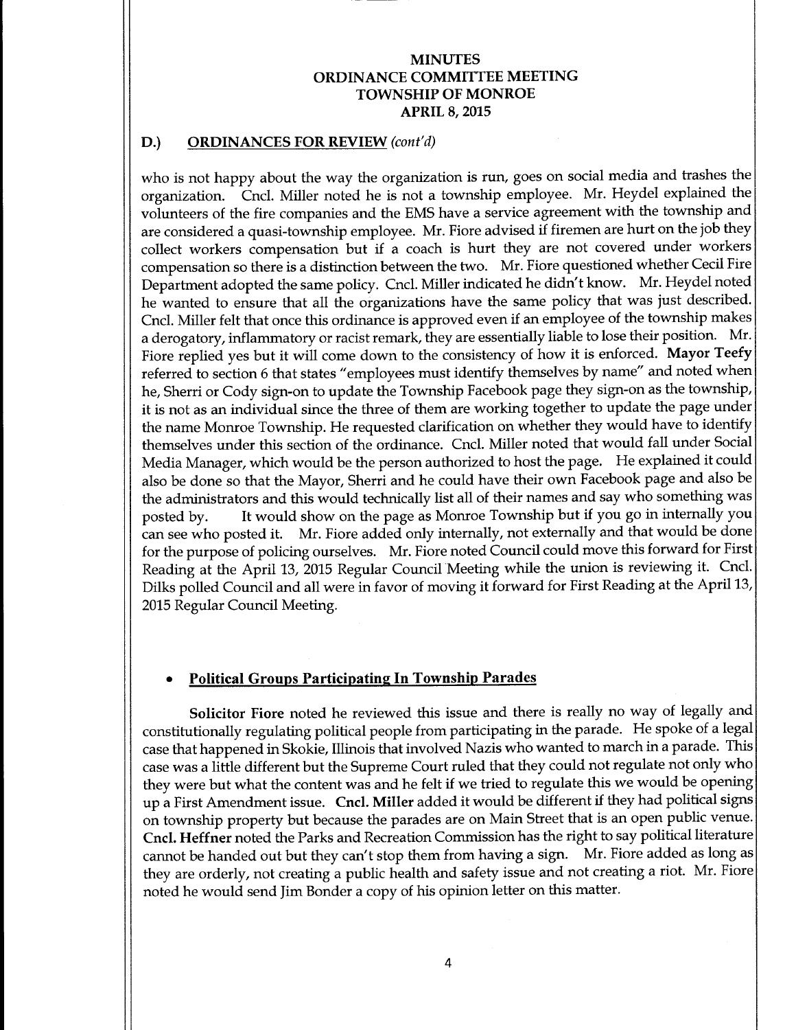# MINUTES
# ORDINANCE COMMITTEE MEETING
# TOWNSHIP OF MONROE
# APRIL 8, 2015

## D.) ORDINANCES FOR REVIEW *(cont'd)*

who is not happy about the way the organization is run, goes on social media and trashes the organization. Cncl. Miller noted he is not a township employee. Mr. Heydel explained the volunteers of the fire companies and the EMS have a service agreement with the township and are considered a quasi-township employee. Mr. Fiore advised if firemen are hurt on the job they collect workers compensation but if a coach is hurt they are not covered under workers compensation so there is a distinction between the two. Mr. Fiore questioned whether Cecil Fire Department adopted the same policy. Cncl. Miller indicated he didn't know. Mr. Heydel noted he wanted to ensure that all the organizations have the same policy that was just described. Cncl. Miller felt that once this ordinance is approved even if an employee of the township makes a derogatory, inflammatory or racist remark, they are essentially liable to lose their position. Mr. Fiore replied yes but it will come down to the consistency of how it is enforced. **Mayor Teefy** referred to section 6 that states "employees must identify themselves by name" and noted when he, Sherri or Cody sign-on to update the Township Facebook page they sign-on as the township, it is not as an individual since the three of them are working together to update the page under the name Monroe Township. He requested clarification on whether they would have to identify themselves under this section of the ordinance. Cncl. Miller noted that would fall under Social Media Manager, which would be the person authorized to host the page. He explained it could also be done so that the Mayor, Sherri and he could have their own Facebook page and also be the administrators and this would technically list all of their names and say who something was posted by. It would show on the page as Monroe Township but if you go in internally you can see who posted it. Mr. Fiore added only internally, not externally and that would be done for the purpose of policing ourselves. Mr. Fiore noted Council could move this forward for First Reading at the April 13, 2015 Regular Council Meeting while the union is reviewing it. Cncl. Dilks polled Council and all were in favor of moving it forward for First Reading at the April 13, 2015 Regular Council Meeting.

- **Political Groups Participating In Township Parades**

**Solicitor Fiore** noted he reviewed this issue and there is really no way of legally and constitutionally regulating political people from participating in the parade. He spoke of a legal case that happened in Skokie, Illinois that involved Nazis who wanted to march in a parade. This case was a little different but the Supreme Court ruled that they could not regulate not only who they were but what the content was and he felt if we tried to regulate this we would be opening up a First Amendment issue. **Cncl. Miller** added it would be different if they had political signs on township property but because the parades are on Main Street that is an open public venue. **Cncl. Heffner** noted the Parks and Recreation Commission has the right to say political literature cannot be handed out but they can't stop them from having a sign. Mr. Fiore added as long as they are orderly, not creating a public health and safety issue and not creating a riot. Mr. Fiore noted he would send Jim Bonder a copy of his opinion letter on this matter.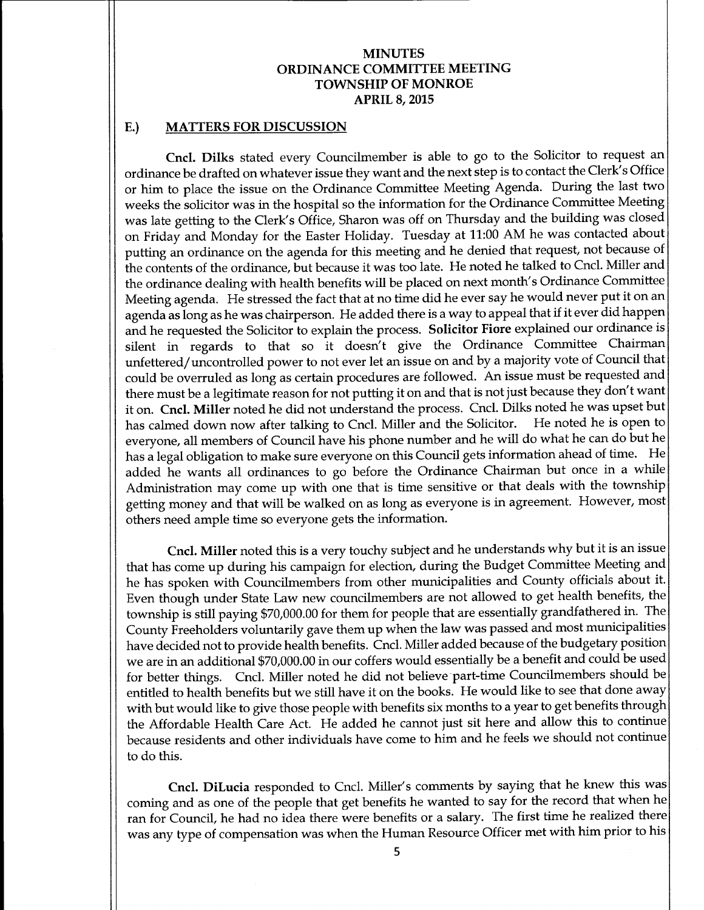**MINUTES**
**ORDINANCE COMMITTEE MEETING**
**TOWNSHIP OF MONROE**
**APRIL 8, 2015**

## E.) MATTERS FOR DISCUSSION

**Cncl. Dilks** stated every Councilmember is able to go to the Solicitor to request an ordinance be drafted on whatever issue they want and the next step is to contact the Clerk's Office or him to place the issue on the Ordinance Committee Meeting Agenda. During the last two weeks the solicitor was in the hospital so the information for the Ordinance Committee Meeting was late getting to the Clerk's Office, Sharon was off on Thursday and the building was closed on Friday and Monday for the Easter Holiday. Tuesday at 11:00 AM he was contacted about putting an ordinance on the agenda for this meeting and he denied that request, not because of the contents of the ordinance, but because it was too late. He noted he talked to Cncl. Miller and the ordinance dealing with health benefits will be placed on next month's Ordinance Committee Meeting agenda. He stressed the fact that at no time did he ever say he would never put it on an agenda as long as he was chairperson. He added there is a way to appeal that if it ever did happen and he requested the Solicitor to explain the process. **Solicitor Fiore** explained our ordinance is silent in regards to that so it doesn't give the Ordinance Committee Chairman unfettered/uncontrolled power to not ever let an issue on and by a majority vote of Council that could be overruled as long as certain procedures are followed. An issue must be requested and there must be a legitimate reason for not putting it on and that is not just because they don't want it on. **Cncl. Miller** noted he did not understand the process. Cncl. Dilks noted he was upset but has calmed down now after talking to Cncl. Miller and the Solicitor. He noted he is open to everyone, all members of Council have his phone number and he will do what he can do but he has a legal obligation to make sure everyone on this Council gets information ahead of time. He added he wants all ordinances to go before the Ordinance Chairman but once in a while Administration may come up with one that is time sensitive or that deals with the township getting money and that will be walked on as long as everyone is in agreement. However, most others need ample time so everyone gets the information.

**Cncl. Miller** noted this is a very touchy subject and he understands why but it is an issue that has come up during his campaign for election, during the Budget Committee Meeting and he has spoken with Councilmembers from other municipalities and County officials about it. Even though under State Law new councilmembers are not allowed to get health benefits, the township is still paying $70,000.00 for them for people that are essentially grandfathered in. The County Freeholders voluntarily gave them up when the law was passed and most municipalities have decided not to provide health benefits. Cncl. Miller added because of the budgetary position we are in an additional $70,000.00 in our coffers would essentially be a benefit and could be used for better things. Cncl. Miller noted he did not believe part-time Councilmembers should be entitled to health benefits but we still have it on the books. He would like to see that done away with but would like to give those people with benefits six months to a year to get benefits through the Affordable Health Care Act. He added he cannot just sit here and allow this to continue because residents and other individuals have come to him and he feels we should not continue to do this.

**Cncl. DiLucia** responded to Cncl. Miller's comments by saying that he knew this was coming and as one of the people that get benefits he wanted to say for the record that when he ran for Council, he had no idea there were benefits or a salary. The first time he realized there was any type of compensation was when the Human Resource Officer met with him prior to his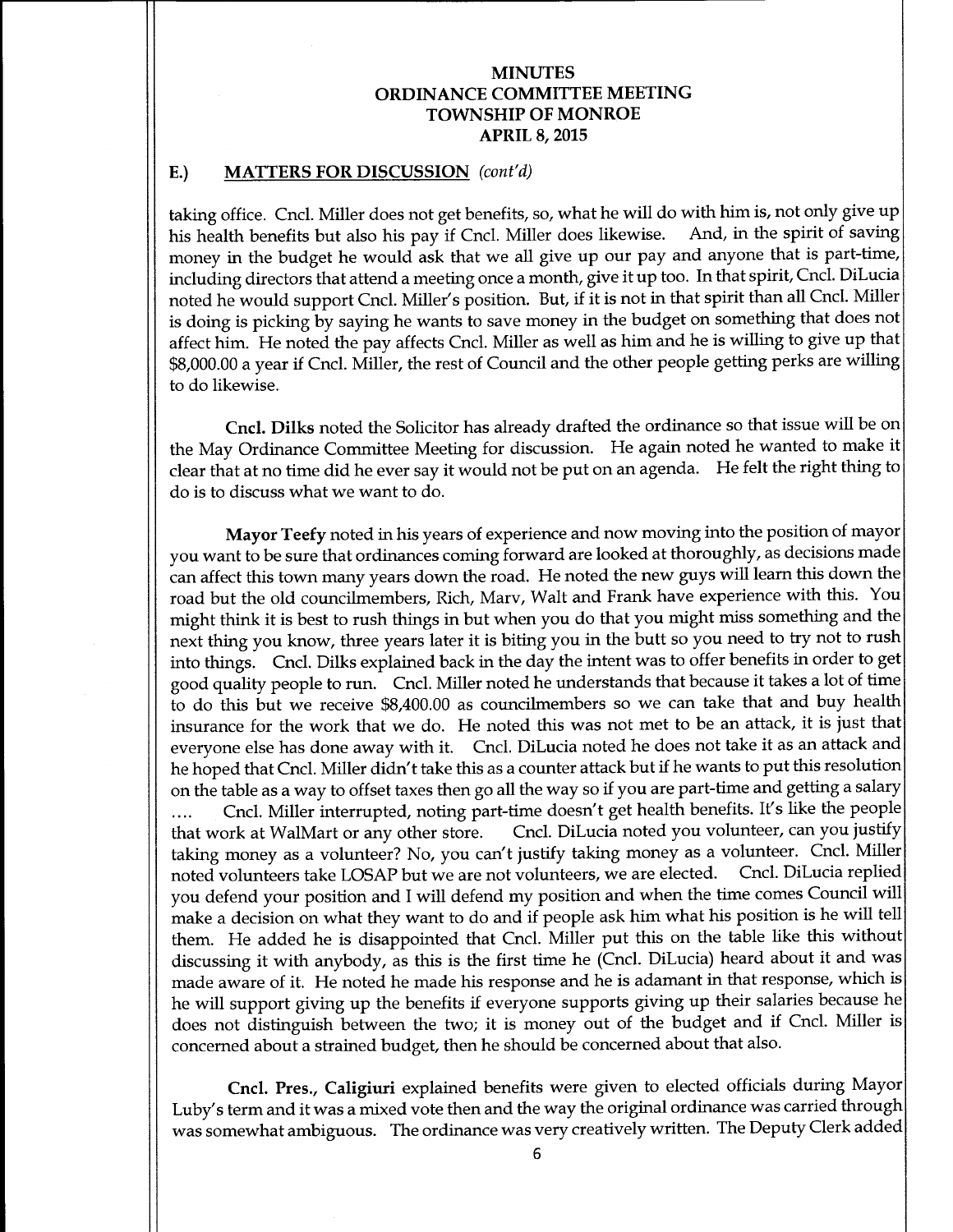# MINUTES
# ORDINANCE COMMITTEE MEETING
# TOWNSHIP OF MONROE
# APRIL 8, 2015

## E.) MATTERS FOR DISCUSSION *(cont'd)*

taking office. Cncl. Miller does not get benefits, so, what he will do with him is, not only give up his health benefits but also his pay if Cncl. Miller does likewise. And, in the spirit of saving money in the budget he would ask that we all give up our pay and anyone that is part-time, including directors that attend a meeting once a month, give it up too. In that spirit, Cncl. DiLucia noted he would support Cncl. Miller's position. But, if it is not in that spirit than all Cncl. Miller is doing is picking by saying he wants to save money in the budget on something that does not affect him. He noted the pay affects Cncl. Miller as well as him and he is willing to give up that $8,000.00 a year if Cncl. Miller, the rest of Council and the other people getting perks are willing to do likewise.

**Cncl. Dilks** noted the Solicitor has already drafted the ordinance so that issue will be on the May Ordinance Committee Meeting for discussion. He again noted he wanted to make it clear that at no time did he ever say it would not be put on an agenda. He felt the right thing to do is to discuss what we want to do.

**Mayor Teefy** noted in his years of experience and now moving into the position of mayor you want to be sure that ordinances coming forward are looked at thoroughly, as decisions made can affect this town many years down the road. He noted the new guys will learn this down the road but the old councilmembers, Rich, Marv, Walt and Frank have experience with this. You might think it is best to rush things in but when you do that you might miss something and the next thing you know, three years later it is biting you in the butt so you need to try not to rush into things. Cncl. Dilks explained back in the day the intent was to offer benefits in order to get good quality people to run. Cncl. Miller noted he understands that because it takes a lot of time to do this but we receive $8,400.00 as councilmembers so we can take that and buy health insurance for the work that we do. He noted this was not met to be an attack, it is just that everyone else has done away with it. Cncl. DiLucia noted he does not take it as an attack and he hoped that Cncl. Miller didn't take this as a counter attack but if he wants to put this resolution on the table as a way to offset taxes then go all the way so if you are part-time and getting a salary .... Cncl. Miller interrupted, noting part-time doesn't get health benefits. It's like the people that work at WalMart or any other store. Cncl. DiLucia noted you volunteer, can you justify taking money as a volunteer? No, you can't justify taking money as a volunteer. Cncl. Miller noted volunteers take LOSAP but we are not volunteers, we are elected. Cncl. DiLucia replied you defend your position and I will defend my position and when the time comes Council will make a decision on what they want to do and if people ask him what his position is he will tell them. He added he is disappointed that Cncl. Miller put this on the table like this without discussing it with anybody, as this is the first time he (Cncl. DiLucia) heard about it and was made aware of it. He noted he made his response and he is adamant in that response, which is he will support giving up the benefits if everyone supports giving up their salaries because he does not distinguish between the two; it is money out of the budget and if Cncl. Miller is concerned about a strained budget, then he should be concerned about that also.

**Cncl. Pres., Caligiuri** explained benefits were given to elected officials during Mayor Luby's term and it was a mixed vote then and the way the original ordinance was carried through was somewhat ambiguous. The ordinance was very creatively written. The Deputy Clerk added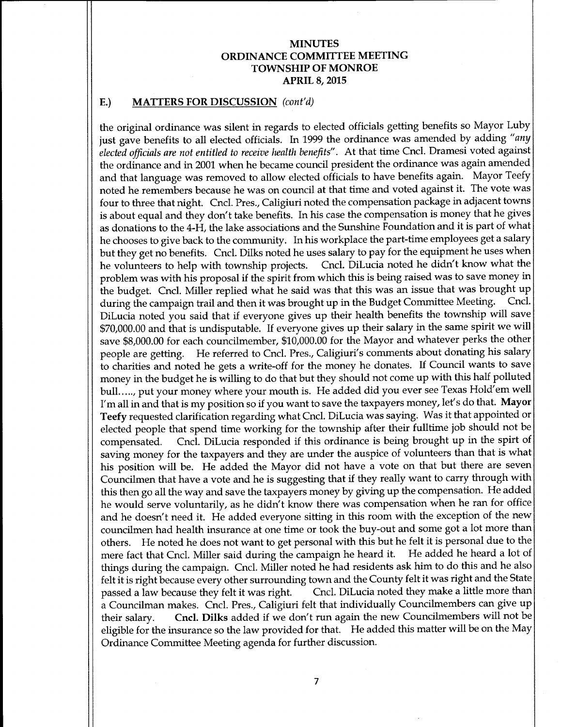# MINUTES
# ORDINANCE COMMITTEE MEETING
# TOWNSHIP OF MONROE
# APRIL 8, 2015

## E.) MATTERS FOR DISCUSSION *(cont'd)*

the original ordinance was silent in regards to elected officials getting benefits so Mayor Luby just gave benefits to all elected officials. In 1999 the ordinance was amended by adding *"any elected officials are not entitled to receive health benefits"*. At that time Cncl. Dramesi voted against the ordinance and in 2001 when he became council president the ordinance was again amended and that language was removed to allow elected officials to have benefits again. Mayor Teefy noted he remembers because he was on council at that time and voted against it. The vote was four to three that night. Cncl. Pres., Caligiuri noted the compensation package in adjacent towns is about equal and they don't take benefits. In his case the compensation is money that he gives as donations to the 4-H, the lake associations and the Sunshine Foundation and it is part of what he chooses to give back to the community. In his workplace the part-time employees get a salary but they get no benefits. Cncl. Dilks noted he uses salary to pay for the equipment he uses when he volunteers to help with township projects. Cncl. DiLucia noted he didn't know what the problem was with his proposal if the spirit from which this is being raised was to save money in the budget. Cncl. Miller replied what he said was that this was an issue that was brought up during the campaign trail and then it was brought up in the Budget Committee Meeting. Cncl. DiLucia noted you said that if everyone gives up their health benefits the township will save $70,000.00 and that is undisputable. If everyone gives up their salary in the same spirit we will save $8,000.00 for each councilmember, $10,000.00 for the Mayor and whatever perks the other people are getting. He referred to Cncl. Pres., Caligiuri's comments about donating his salary to charities and noted he gets a write-off for the money he donates. If Council wants to save money in the budget he is willing to do that but they should not come up with this half polluted bull….., put your money where your mouth is. He added did you ever see Texas Hold'em well I'm all in and that is my position so if you want to save the taxpayers money, let's do that. **Mayor Teefy** requested clarification regarding what Cncl. DiLucia was saying. Was it that appointed or elected people that spend time working for the township after their fulltime job should not be compensated. Cncl. DiLucia responded if this ordinance is being brought up in the spirt of saving money for the taxpayers and they are under the auspice of volunteers than that is what his position will be. He added the Mayor did not have a vote on that but there are seven Councilmen that have a vote and he is suggesting that if they really want to carry through with this then go all the way and save the taxpayers money by giving up the compensation. He added he would serve voluntarily, as he didn't know there was compensation when he ran for office and he doesn't need it. He added everyone sitting in this room with the exception of the new councilmen had health insurance at one time or took the buy-out and some got a lot more than others. He noted he does not want to get personal with this but he felt it is personal due to the mere fact that Cncl. Miller said during the campaign he heard it. He added he heard a lot of things during the campaign. Cncl. Miller noted he had residents ask him to do this and he also felt it is right because every other surrounding town and the County felt it was right and the State passed a law because they felt it was right. Cncl. DiLucia noted they make a little more than a Councilman makes. Cncl. Pres., Caligiuri felt that individually Councilmembers can give up their salary. **Cncl. Dilks** added if we don't run again the new Councilmembers will not be eligible for the insurance so the law provided for that. He added this matter will be on the May Ordinance Committee Meeting agenda for further discussion.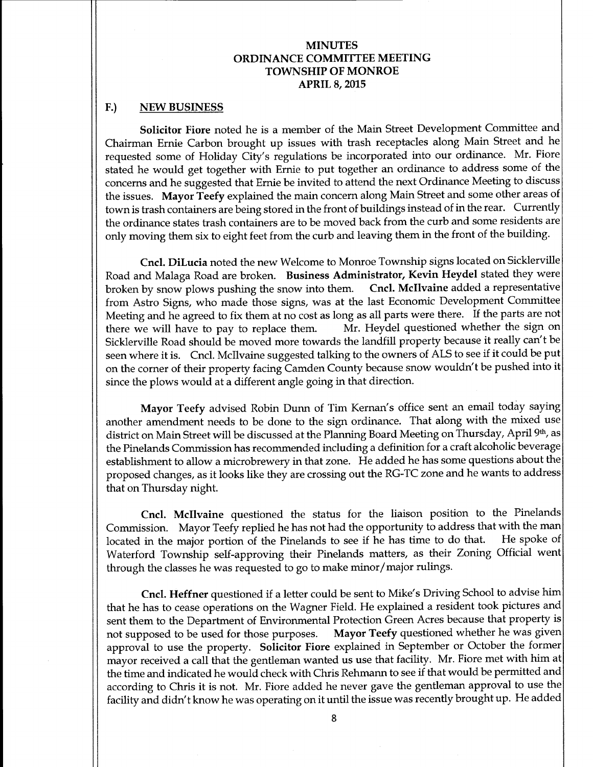# MINUTES
# ORDINANCE COMMITTEE MEETING
# TOWNSHIP OF MONROE
# APRIL 8, 2015

## F.) NEW BUSINESS

**Solicitor Fiore** noted he is a member of the Main Street Development Committee and Chairman Ernie Carbon brought up issues with trash receptacles along Main Street and he requested some of Holiday City's regulations be incorporated into our ordinance. Mr. Fiore stated he would get together with Ernie to put together an ordinance to address some of the concerns and he suggested that Ernie be invited to attend the next Ordinance Meeting to discuss the issues. **Mayor Teefy** explained the main concern along Main Street and some other areas of town is trash containers are being stored in the front of buildings instead of in the rear. Currently the ordinance states trash containers are to be moved back from the curb and some residents are only moving them six to eight feet from the curb and leaving them in the front of the building.

**Cncl. DiLucia** noted the new Welcome to Monroe Township signs located on Sicklerville Road and Malaga Road are broken. **Business Administrator, Kevin Heydel** stated they were broken by snow plows pushing the snow into them. **Cncl. McIlvaine** added a representative from Astro Signs, who made those signs, was at the last Economic Development Committee Meeting and he agreed to fix them at no cost as long as all parts were there. If the parts are not there we will have to pay to replace them. Mr. Heydel questioned whether the sign on Sicklerville Road should be moved more towards the landfill property because it really can't be seen where it is. Cncl. McIlvaine suggested talking to the owners of ALS to see if it could be put on the corner of their property facing Camden County because snow wouldn't be pushed into it since the plows would at a different angle going in that direction.

**Mayor Teefy** advised Robin Dunn of Tim Kernan's office sent an email today saying another amendment needs to be done to the sign ordinance. That along with the mixed use district on Main Street will be discussed at the Planning Board Meeting on Thursday, April 9th, as the Pinelands Commission has recommended including a definition for a craft alcoholic beverage establishment to allow a microbrewery in that zone. He added he has some questions about the proposed changes, as it looks like they are crossing out the RG-TC zone and he wants to address that on Thursday night.

**Cncl. McIlvaine** questioned the status for the liaison position to the Pinelands Commission. Mayor Teefy replied he has not had the opportunity to address that with the man located in the major portion of the Pinelands to see if he has time to do that. He spoke of Waterford Township self-approving their Pinelands matters, as their Zoning Official went through the classes he was requested to go to make minor/major rulings.

**Cncl. Heffner** questioned if a letter could be sent to Mike's Driving School to advise him that he has to cease operations on the Wagner Field. He explained a resident took pictures and sent them to the Department of Environmental Protection Green Acres because that property is not supposed to be used for those purposes. **Mayor Teefy** questioned whether he was given approval to use the property. **Solicitor Fiore** explained in September or October the former mayor received a call that the gentleman wanted us use that facility. Mr. Fiore met with him at the time and indicated he would check with Chris Rehmann to see if that would be permitted and according to Chris it is not. Mr. Fiore added he never gave the gentleman approval to use the facility and didn't know he was operating on it until the issue was recently brought up. He added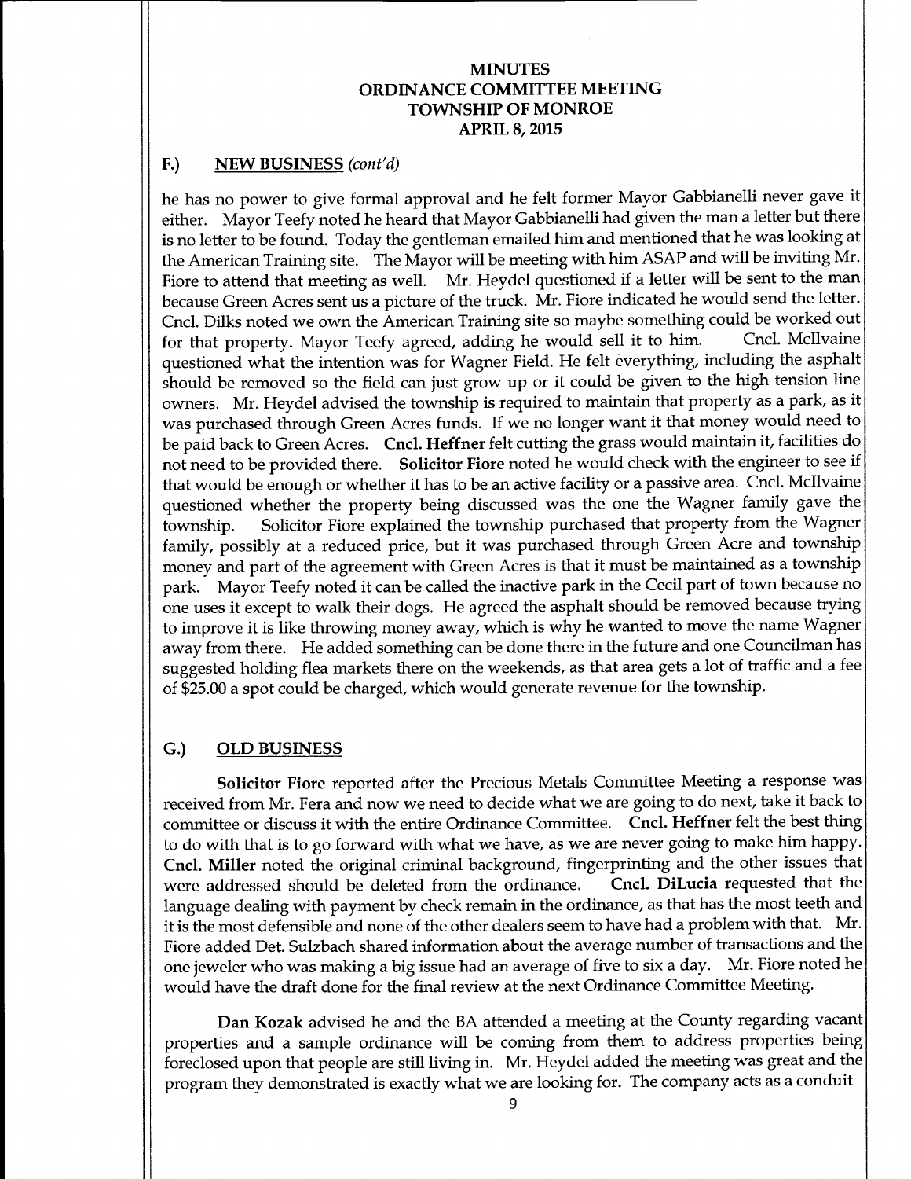# MINUTES
# ORDINANCE COMMITTEE MEETING
# TOWNSHIP OF MONROE
# APRIL 8, 2015

## F.) NEW BUSINESS *(cont'd)*

he has no power to give formal approval and he felt former Mayor Gabbianelli never gave it either. Mayor Teefy noted he heard that Mayor Gabbianelli had given the man a letter but there is no letter to be found. Today the gentleman emailed him and mentioned that he was looking at the American Training site. The Mayor will be meeting with him ASAP and will be inviting Mr. Fiore to attend that meeting as well. Mr. Heydel questioned if a letter will be sent to the man because Green Acres sent us a picture of the truck. Mr. Fiore indicated he would send the letter. Cncl. Dilks noted we own the American Training site so maybe something could be worked out for that property. Mayor Teefy agreed, adding he would sell it to him. Cncl. McIlvaine questioned what the intention was for Wagner Field. He felt everything, including the asphalt should be removed so the field can just grow up or it could be given to the high tension line owners. Mr. Heydel advised the township is required to maintain that property as a park, as it was purchased through Green Acres funds. If we no longer want it that money would need to be paid back to Green Acres. **Cncl. Heffner** felt cutting the grass would maintain it, facilities do not need to be provided there. **Solicitor Fiore** noted he would check with the engineer to see if that would be enough or whether it has to be an active facility or a passive area. Cncl. McIlvaine questioned whether the property being discussed was the one the Wagner family gave the township. Solicitor Fiore explained the township purchased that property from the Wagner family, possibly at a reduced price, but it was purchased through Green Acre and township money and part of the agreement with Green Acres is that it must be maintained as a township park. Mayor Teefy noted it can be called the inactive park in the Cecil part of town because no one uses it except to walk their dogs. He agreed the asphalt should be removed because trying to improve it is like throwing money away, which is why he wanted to move the name Wagner away from there. He added something can be done there in the future and one Councilman has suggested holding flea markets there on the weekends, as that area gets a lot of traffic and a fee of $25.00 a spot could be charged, which would generate revenue for the township.

## G.) OLD BUSINESS

**Solicitor Fiore** reported after the Precious Metals Committee Meeting a response was received from Mr. Fera and now we need to decide what we are going to do next, take it back to committee or discuss it with the entire Ordinance Committee. **Cncl. Heffner** felt the best thing to do with that is to go forward with what we have, as we are never going to make him happy. **Cncl. Miller** noted the original criminal background, fingerprinting and the other issues that were addressed should be deleted from the ordinance. **Cncl. DiLucia** requested that the language dealing with payment by check remain in the ordinance, as that has the most teeth and it is the most defensible and none of the other dealers seem to have had a problem with that. Mr. Fiore added Det. Sulzbach shared information about the average number of transactions and the one jeweler who was making a big issue had an average of five to six a day. Mr. Fiore noted he would have the draft done for the final review at the next Ordinance Committee Meeting.

**Dan Kozak** advised he and the BA attended a meeting at the County regarding vacant properties and a sample ordinance will be coming from them to address properties being foreclosed upon that people are still living in. Mr. Heydel added the meeting was great and the program they demonstrated is exactly what we are looking for. The company acts as a conduit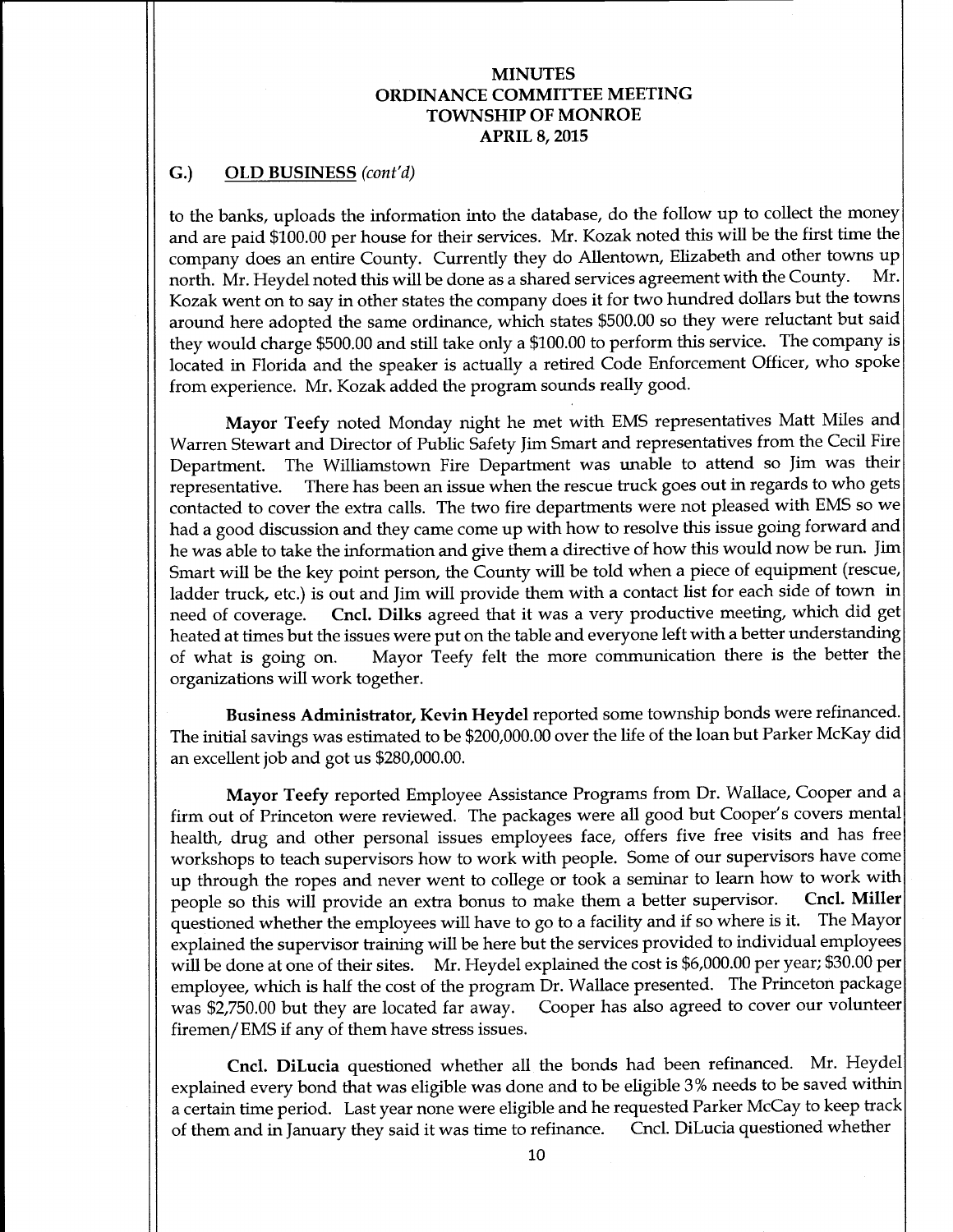**MINUTES**
**ORDINANCE COMMITTEE MEETING**
**TOWNSHIP OF MONROE**
**APRIL 8, 2015**

## G.) OLD BUSINESS *(cont'd)*

to the banks, uploads the information into the database, do the follow up to collect the money and are paid $100.00 per house for their services. Mr. Kozak noted this will be the first time the company does an entire County. Currently they do Allentown, Elizabeth and other towns up north. Mr. Heydel noted this will be done as a shared services agreement with the County. Mr. Kozak went on to say in other states the company does it for two hundred dollars but the towns around here adopted the same ordinance, which states $500.00 so they were reluctant but said they would charge $500.00 and still take only a $100.00 to perform this service. The company is located in Florida and the speaker is actually a retired Code Enforcement Officer, who spoke from experience. Mr. Kozak added the program sounds really good.

**Mayor Teefy** noted Monday night he met with EMS representatives Matt Miles and Warren Stewart and Director of Public Safety Jim Smart and representatives from the Cecil Fire Department. The Williamstown Fire Department was unable to attend so Jim was their representative. There has been an issue when the rescue truck goes out in regards to who gets contacted to cover the extra calls. The two fire departments were not pleased with EMS so we had a good discussion and they came come up with how to resolve this issue going forward and he was able to take the information and give them a directive of how this would now be run. Jim Smart will be the key point person, the County will be told when a piece of equipment (rescue, ladder truck, etc.) is out and Jim will provide them with a contact list for each side of town in need of coverage. **Cncl. Dilks** agreed that it was a very productive meeting, which did get heated at times but the issues were put on the table and everyone left with a better understanding of what is going on. Mayor Teefy felt the more communication there is the better the organizations will work together.

**Business Administrator, Kevin Heydel** reported some township bonds were refinanced. The initial savings was estimated to be $200,000.00 over the life of the loan but Parker McKay did an excellent job and got us $280,000.00.

**Mayor Teefy** reported Employee Assistance Programs from Dr. Wallace, Cooper and a firm out of Princeton were reviewed. The packages were all good but Cooper's covers mental health, drug and other personal issues employees face, offers five free visits and has free workshops to teach supervisors how to work with people. Some of our supervisors have come up through the ropes and never went to college or took a seminar to learn how to work with people so this will provide an extra bonus to make them a better supervisor. **Cncl. Miller** questioned whether the employees will have to go to a facility and if so where is it. The Mayor explained the supervisor training will be here but the services provided to individual employees will be done at one of their sites. Mr. Heydel explained the cost is $6,000.00 per year; $30.00 per employee, which is half the cost of the program Dr. Wallace presented. The Princeton package was $2,750.00 but they are located far away. Cooper has also agreed to cover our volunteer firemen/EMS if any of them have stress issues.

**Cncl. DiLucia** questioned whether all the bonds had been refinanced. Mr. Heydel explained every bond that was eligible was done and to be eligible 3% needs to be saved within a certain time period. Last year none were eligible and he requested Parker McCay to keep track of them and in January they said it was time to refinance. Cncl. DiLucia questioned whether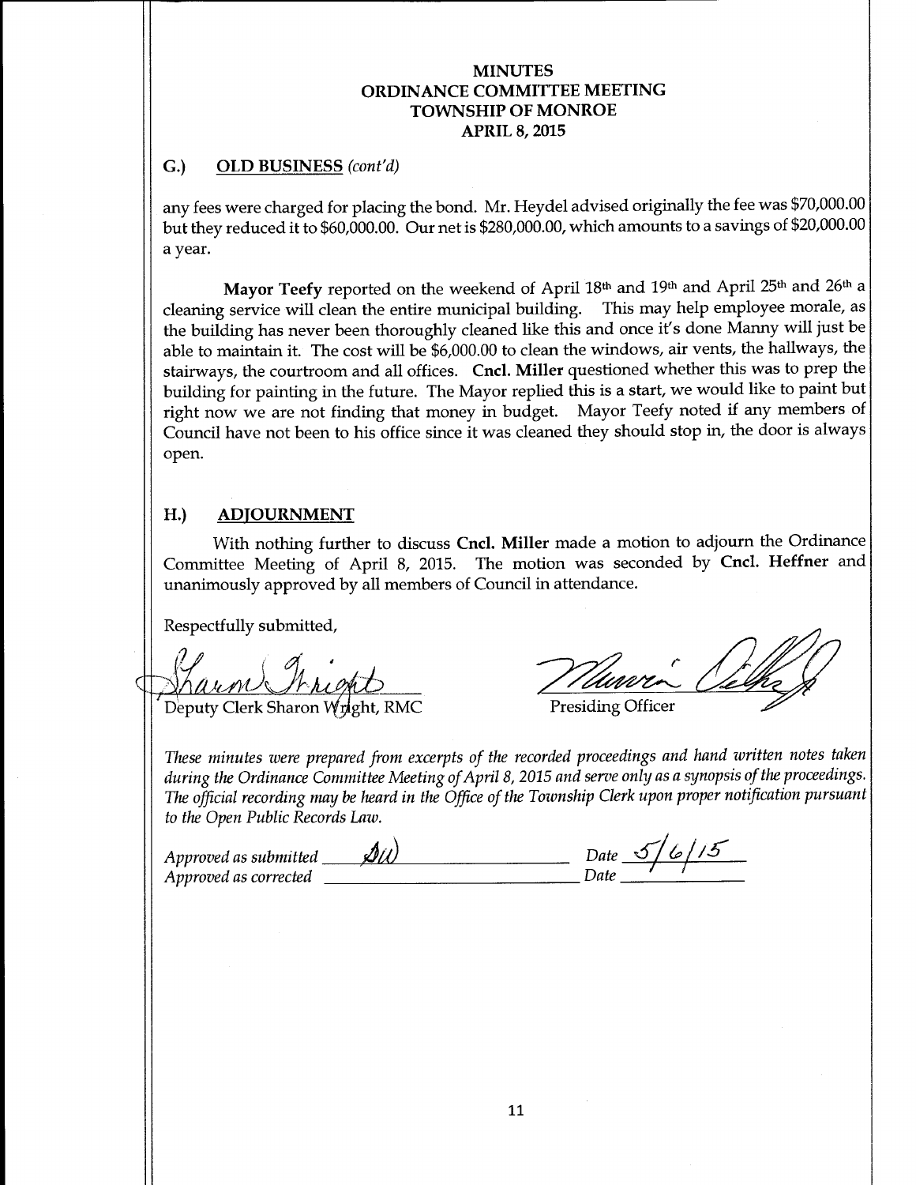**MINUTES**
**ORDINANCE COMMITTEE MEETING**
**TOWNSHIP OF MONROE**
**APRIL 8, 2015**

## G.) OLD BUSINESS *(cont'd)*

any fees were charged for placing the bond. Mr. Heydel advised originally the fee was $70,000.00 but they reduced it to $60,000.00. Our net is $280,000.00, which amounts to a savings of $20,000.00 a year.

**Mayor Teefy** reported on the weekend of April 18th and 19th and April 25th and 26th a cleaning service will clean the entire municipal building. This may help employee morale, as the building has never been thoroughly cleaned like this and once it's done Manny will just be able to maintain it. The cost will be $6,000.00 to clean the windows, air vents, the hallways, the stairways, the courtroom and all offices. **Cncl. Miller** questioned whether this was to prep the building for painting in the future. The Mayor replied this is a start, we would like to paint but right now we are not finding that money in budget. Mayor Teefy noted if any members of Council have not been to his office since it was cleaned they should stop in, the door is always open.

## H.) ADJOURNMENT

With nothing further to discuss **Cncl. Miller** made a motion to adjourn the Ordinance Committee Meeting of April 8, 2015. The motion was seconded by **Cncl. Heffner** and unanimously approved by all members of Council in attendance.

Respectfully submitted,

Deputy Clerk Sharon Wright, RMC

Presiding Officer

*These minutes were prepared from excerpts of the recorded proceedings and hand written notes taken during the Ordinance Committee Meeting of April 8, 2015 and serve only as a synopsis of the proceedings. The official recording may be heard in the Office of the Township Clerk upon proper notification pursuant to the Open Public Records Law.*

*Approved as submitted* SW *Date* 5/6/15
*Approved as corrected* ______ *Date* ______